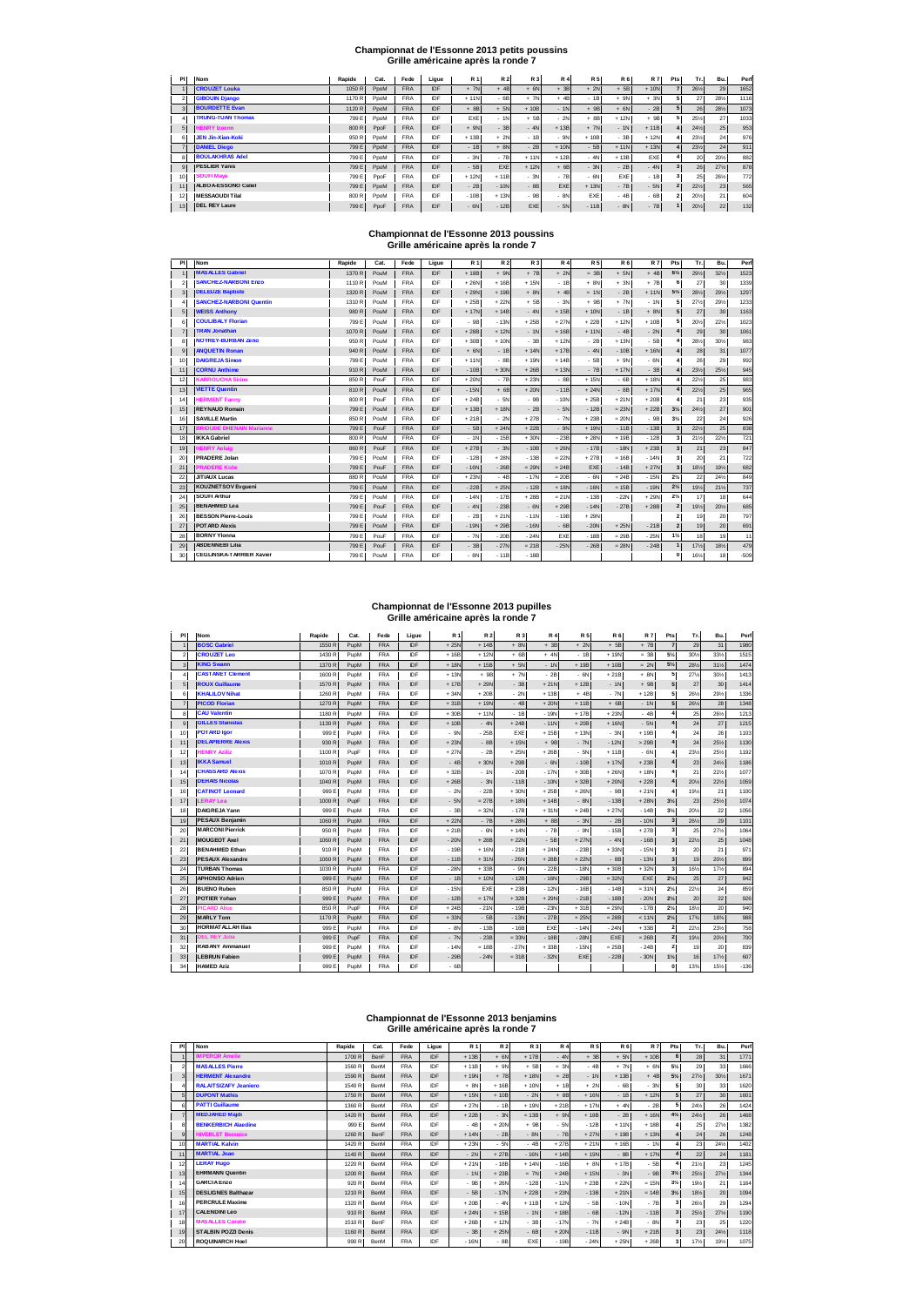# Championnat de l'Essonne 2013 petits poussins
## Grille américaine après la ronde 7

| Pl | Nom | Rapide | Cat. | Fede | Ligue | R 1 | R 2 | R 3 | R 4 | R 5 | R 6 | R 7 | Pts | Tr. | Bu. | Perf |
|---|---|---|---|---|---|---|---|---|---|---|---|---|---|---|---|---|
| 1 | CROUZET Louka | 1050 R | PpoM | FRA | IDF | + 7N | + 4B | + 6N | + 3B | + 2N | + 5B | + 10N | 7 | 26½ | 29 | 1652 |
| 2 | GIBOUIN Django | 1170 R | PpoM | FRA | IDF | + 11N | - 6B | + 7N | + 4B | - 1B | + 9N | + 3N | 5 | 27 | 28½ | 1116 |
| 3 | BOURDETTE Evan | 1120 R | PpoM | FRA | IDF | + 8B | + 5N | + 10B | - 1N | + 9B | + 6N | - 2B | 5 | 26 | 28½ | 1073 |
| 4 | TRUNG-TUAN Thomas | 799 E | PpoM | FRA | IDF | EXE | - 1N | + 5B | - 2N | + 8B | + 12N | + 9B | 5 | 25½ | 27 | 1033 |
| 5 | HENRY Izeenn | 800 R | PpoF | FRA | IDF | + 9N | - 3B | - 4N | + 13B | + 7N | - 1N | + 11B | 4 | 24½ | 25 | 953 |
| 6 | JEN Jin-Xian-Koki | 950 R | PpoM | FRA | IDF | + 13B | + 2N | - 1B | - 9N | + 10B | - 3B | + 12N | 4 | 23½ | 24 | 976 |
| 7 | DANIEL Diego | 799 E | PpoM | FRA | IDF | - 1B | + 8N | - 2B | + 10N | - 5B | + 11N | + 13N | 4 | 23½ | 24 | 911 |
| 8 | BOULAKHRAS Adel | 799 E | PpoM | FRA | IDF | - 3N | - 7B | + 11N | + 12B | - 4N | + 13B | EXE | 4 | 20 | 20½ | 882 |
| 9 | PESLIER Yanis | 799 E | PpoM | FRA | IDF | - 5B | EXE | + 12N | + 6B | - 3N | - 2B | - 4N | 3 | 26 | 27½ | 878 |
| 10 | SOUH Maya | 799 E | PpoF | FRA | IDF | + 12N | + 11B | - 3N | - 7B | - 6N | EXE | - 1B | 3 | 25 | 26½ | 772 |
| 11 | ALBOA-ESSONO Caliel | 799 E | PpoM | FRA | IDF | - 2B | - 10N | - 8B | EXE | + 13N | - 7B | - 5N | 2 | 22½ | 23 | 565 |
| 12 | MESSAOUDI Tilal | 800 R | PpoM | FRA | IDF | - 10B | + 13N | - 9B | - 8N | EXE | - 4B | - 6B | 2 | 20½ | 21 | 604 |
| 13 | DEL REY Laure | 799 E | PpoF | FRA | IDF | - 6N | - 12B | EXE | - 5N | - 11B | - 8N | - 7B | 1 | 20½ | 22 | 132 |

# Championnat de l'Essonne 2013 poussins
## Grille américaine après la ronde 7

| Pl | Nom | Rapide | Cat. | Fede | Ligue | R 1 | R 2 | R 3 | R 4 | R 5 | R 6 | R 7 | Pts | Tr. | Bu. | Perf |
|---|---|---|---|---|---|---|---|---|---|---|---|---|---|---|---|---|
| 1 | MASALLES Gabriel | 1370 R | PouM | FRA | IDF | + 18B | + 9N | + 7B | + 2N | = 3B | + 5N | + 4B | 6½ | 29½ | 32½ | 1523 |
| 2 | SANCHEZ-NARBONI Enzo | 1110 R | PouM | FRA | IDF | + 26N | + 16B | + 15N | - 1B | + 8N | + 3N | + 7B | 6 | 27 | 30 | 1339 |
| 3 | DELEUZE Baptiste | 1320 R | PouM | FRA | IDF | + 29N | + 19B | + 8N | + 4B | = 1N | - 2B | + 11N | 5½ | 28½ | 31½ | 1207 |
| 4 | SANCHEZ-NARBONI Quentin | 1310 R | PouM | FRA | IDF | + 25B | + 22N | + 5B | - 3N | + 9B | + 7N | - 1N | 5 | 27½ | 29½ | 1233 |
| 5 | WEISS Anthony | 980 R | PouM | FRA | IDF | + 17N | + 14B | - 4N | + 15B | + 10N | - 1B | + 8N | 5 | 27 | 30 | 1163 |
| 6 | COULIBALY Florian | 799 E | PouM | FRA | IDF | - 9B | - 13N | + 25B | + 27N | + 22B | + 12N | + 10B | 5 | 20½ | 22½ | 1023 |
| 7 | TRAN Jonathan | 1070 R | PouM | FRA | IDF | + 28B | + 12N | - 1N | + 16B | + 11N | - 4B | - 2N | 4 | 29 | 30 | 1061 |
| 8 | NOYREY-BURBAN Zéno | 950 R | PouM | FRA | IDF | + 30B | + 10N | - 3B | + 12N | - 2B | + 13N | - 5B | 4 | 28½ | 30½ | 983 |
| 9 | ANQUETIN Ronan | 940 R | PouM | FRA | IDF | + 6N | - 1B | + 14N | + 17B | - 4N | - 10B | + 16N | 4 | 28 | 31 | 1077 |
| 10 | DAIGREJA Simon | 799 E | PouM | FRA | IDF | + 11N | - 8B | + 19N | + 14B | - 5B | + 9N | - 6N | 4 | 26 | 29 | 992 |
| 11 | CORNU Anthime | 910 R | PouM | FRA | IDF | - 10B | + 30N | + 26B | + 13N | - 7B | + 17N | - 3B | 4 | 23½ | 25½ | 945 |
| 12 | KARROUCHA Sirine | 850 R | PouF | FRA | IDF | + 20N | - 7B | + 23N | - 8B | + 15N | - 6B | + 18N | 4 | 22½ | 25 | 983 |
| 13 | VIETTE Quentin | 810 R | PouM | FRA | IDF | - 15N | + 6B | + 20N | - 11B | + 24N | - 8B | + 17N | 4 | 22½ | 25 | 985 |
| 14 | HERMENT Fanny | 800 R | PouF | FRA | IDF | + 24B | - 5N | - 9B | - 10N | + 25B | + 21N | + 20B | 4 | 21 | 23 | 935 |
| 15 | REYNAUD Romain | 799 E | PouM | FRA | IDF | + 13B | + 18N | - 2B | - 5N | - 12B | = 23N | + 22B | 3½ | 24½ | 27 | 901 |
| 16 | SAVILLE Martin | 850 R | PouM | FRA | IDF | + 21B | - 2N | + 27B | - 7N | + 23B | = 20N | - 9B | 3½ | 22 | 24 | 926 |
| 17 | BROUDE DHENAIN Marianne | 799 E | PouF | FRA | IDF | - 5B | + 24N | + 22B | - 9N | + 19N | - 11B | - 13B | 3 | 22½ | 25 | 838 |
| 18 | IKKA Gabriel | 800 R | PouM | FRA | IDF | - 1N | - 15B | + 30N | - 23B | + 28N | + 19B | - 12B | 3 | 21½ | 22½ | 721 |
| 19 | HENRY Aelaig | 860 R | PouF | FRA | IDF | + 27B | - 3N | - 10B | + 26N | - 17B | - 18N | + 23B | 3 | 21 | 23 | 847 |
| 20 | PRADERE Jolan | 799 E | PouM | FRA | IDF | - 12B | + 28N | - 13B | = 22N | + 27B | = 16B | - 14N | 3 | 20 | 21 | 722 |
| 21 | PRADERE Kohe | 799 E | PouF | FRA | IDF | - 16N | - 26B | + 29N | = 24B | EXE | - 14B | + 27N | 3 | 18½ | 19½ | 682 |
| 22 | JITIAUX Lucas | 880 R | PouM | FRA | IDF | + 23N | - 4B | - 17N | = 20B | - 6N | + 24B | - 15N | 2½ | 22 | 24½ | 849 |
| 23 | KOUZNETSOV Evgueni | 799 E | PouM | FRA | IDF | - 22B | + 25N | - 12B | + 18N | - 16N | = 15B | - 19N | 2½ | 19½ | 21½ | 737 |
| 24 | SOUH Arthur | 799 E | PouM | FRA | IDF | - 14N | - 17B | + 28B | = 21N | - 13B | - 22N | + 29N | 2½ | 17 | 18 | 644 |
| 25 | BENAHMED Lea | 799 E | PouF | FRA | IDF | - 4N | - 23B | - 6N | + 29B | - 14N | - 27B | + 28B | 2 | 19½ | 20½ | 685 |
| 26 | BESSON Pierre-Louis | 799 E | PouM | FRA | IDF | - 2B | + 21N | - 11N | - 19B | + 29N | | | 2 | 19 | 20 | 797 |
| 27 | POTARD Alexis | 799 E | PouM | FRA | IDF | - 19N | + 29B | - 16N | - 6B | - 20N | + 25N | - 21B | 2 | 19 | 20 | 691 |
| 28 | BORNY Ylonna | 799 E | PouF | FRA | IDF | - 7N | - 20B | - 24N | EXE | - 18B | = 29B | - 25N | 1½ | 18 | 19 | 11 |
| 29 | ABDENNEBI Lila | 799 E | PouF | FRA | IDF | - 3B | - 27N | + 21B | - 25N | - 26B | = 28N | - 24B | 1 | 17½ | 18½ | 479 |
| 30 | CEGLINSKA-TARRIER Xavier | 799 E | PouM | FRA | IDF | - 8N | - 11B | - 18B | | | | | 0 | 16½ | 18 | -509 |

# Championnat de l'Essonne 2013 pupilles
## Grille américaine après la ronde 7

| Pl | Nom | Rapide | Cat. | Fede | Ligue | R 1 | R 2 | R 3 | R 4 | R 5 | R 6 | R 7 | Pts | Tr. | Bu. | Perf |
|---|---|---|---|---|---|---|---|---|---|---|---|---|---|---|---|---|
| 1 | BOSC Gabriel | 1550 R | PupM | FRA | IDF | + 25N | + 14B | + 8N | + 3B | + 2N | + 5B | + 7B | 7 | 29 | 31 | 1980 |
| 2 | CROUZET Leo | 1430 R | PupM | FRA | IDF | + 16B | + 12N | + 6B | + 4N | - 1B | + 19N | = 3B | 5½ | 30½ | 33½ | 1515 |
| 3 | KING Swann | 1370 R | PupM | FRA | IDF | + 18N | + 15B | + 5N | - 1N | + 19B | + 10B | = 2N | 5½ | 28½ | 31½ | 1474 |
| 4 | CASTANET Clement | 1600 R | PupM | FRA | IDF | + 13N | + 9B | + 7N | - 2B | - 6N | + 21B | + 8N | 5 | 27½ | 30½ | 1413 |
| 5 | ROUX Guillaume | 1570 R | PupM | FRA | IDF | + 17B | + 29N | - 3B | + 21N | + 12B | - 1N | + 9B | 5 | 27 | 30 | 1414 |
| 6 | KHALILOV Nihat | 1260 R | PupM | FRA | IDF | + 34N | + 20B | - 2N | + 13B | + 4B | - 7N | + 12B | 5 | 26½ | 29½ | 1336 |
| 7 | PICOD Florian | 1270 R | PupM | FRA | IDF | + 31B | + 19N | - 4B | + 20N | + 11B | + 6B | - 1N | 5 | 26½ | 28 | 1348 |
| 8 | CAU Valentin | 1180 R | PupM | FRA | IDF | + 30B | + 11N | - 1B | - 19N | + 17B | + 23N | - 4B | 4 | 25 | 26½ | 1213 |
| 9 | GILLES Stanislas | 1130 R | PupM | FRA | IDF | + 10B | - 4N | + 24B | - 11N | + 20B | + 16N | - 5N | 4 | 24 | 27 | 1215 |
| 10 | POTARD Igor | 999 E | PupM | FRA | IDF | - 9N | - 25B | EXE | + 15B | + 13N | - 3N | + 19B | 4 | 24 | 26 | 1103 |
| 11 | DELAPIERRE Alexis | 930 R | PupM | FRA | IDF | + 23N | - 8B | + 15N | + 9B | - 7N | - 12N | > 29B | 4 | 24 | 25½ | 1130 |
| 12 | HENRY Aziliz | 1100 R | PupF | FRA | IDF | + 27N | - 2B | + 25N | + 26B | - 5N | + 11B | - 6N | 4 | 23½ | 25½ | 1192 |
| 13 | IKKA Samuel | 1010 R | PupM | FRA | IDF | - 4B | + 30N | + 29B | - 6N | - 10B | + 17N | + 23B | 4 | 23 | 24½ | 1186 |
| 14 | CHASSARD Alexis | 1070 R | PupM | FRA | IDF | + 32B | - 1N | - 20B | - 17N | + 30B | + 26N | + 18N | 4 | 21 | 22½ | 1077 |
| 15 | DEHAIS Nicolas | 1040 R | PupM | FRA | IDF | + 26B | - 3N | - 11B | - 10N | + 32B | + 20N | + 22B | 4 | 20½ | 22½ | 1059 |
| 16 | CATINOT Leonard | 999 E | PupM | FRA | IDF | - 2N | - 22B | + 30N | + 25B | + 26N | - 9B | + 21N | 4 | 19½ | 21 | 1100 |
| 17 | LERAY Lea | 1000 R | PupF | FRA | IDF | - 5N | = 27B | + 18N | + 14B | - 8N | - 13B | + 28N | 3½ | 23 | 25½ | 1074 |
| 18 | DAIGREJA Yann | 999 E | PupM | FRA | IDF | - 3B | = 32N | - 17B | + 31N | + 24B | + 27N | - 14B | 3½ | 20½ | 22 | 1056 |
| 19 | PESAUX Benjamin | 1060 R | PupM | FRA | IDF | + 22N | - 7B | + 28N | + 8B | - 3N | - 2B | - 10N | 3 | 26½ | 29 | 1101 |
| 20 | MARCONI Pierrick | 950 R | PupM | FRA | IDF | + 21B | - 6N | + 14N | - 7B | - 9N | - 15B | + 27B | 3 | 25 | 27½ | 1064 |
| 21 | MOUGEOT Axel | 1060 R | PupM | FRA | IDF | - 20N | + 28B | + 22N | - 5B | + 27N | - 4N | - 16B | 3 | 22½ | 25 | 1048 |
| 22 | BENAHMED Ethan | 910 R | PupM | FRA | IDF | - 19B | + 16N | - 21B | + 24N | - 23B | + 33N | - 15N | 3 | 20 | 21 | 971 |
| 23 | PESAUX Alexandre | 1060 R | PupM | FRA | IDF | - 11B | + 31N | - 26N | + 28B | + 22N | - 8B | - 13N | 3 | 19 | 20½ | 899 |
| 24 | TURBAN Thomas | 1030 R | PupM | FRA | IDF | - 28N | + 33B | - 9N | - 22B | - 18N | + 30B | + 32N | 3 | 16½ | 17½ | 894 |
| 25 | APHONSO Adrien | 999 E | PupM | FRA | IDF | - 1B | + 10N | - 12B | - 16N | - 29B | = 32N | EXE | 2½ | 25 | 27 | 942 |
| 26 | BUENO Ruben | 850 R | PupM | FRA | IDF | - 15N | EXE | + 23B | - 12N | - 16B | - 14B | = 31N | 2½ | 22½ | 24 | 859 |
| 27 | POTIER Yohan | 999 E | PupM | FRA | IDF | - 12B | = 17N | + 32B | + 29N | - 21B | - 18B | - 20N | 2½ | 20 | 22 | 926 |
| 28 | PICARD Alice | 850 R | PupF | FRA | IDF | + 24B | - 21N | - 19B | - 23N | + 31B | = 29N | - 17B | 2½ | 18½ | 20 | 940 |
| 29 | MARLY Tom | 1170 R | PupM | FRA | IDF | + 33N | - 5B | - 13N | - 27B | + 25N | = 28B | < 11N | 2½ | 17½ | 18½ | 988 |
| 30 | HORMATALLAH Ilias | 999 E | PupM | FRA | IDF | - 8N | - 13B | - 16B | EXE | - 14N | - 24N | + 33B | 2 | 22½ | 23½ | 758 |
| 31 | DEL REY Julia | 999 E | PupF | FRA | IDF | - 7N | - 23B | = 33N | - 18B | - 28N | EXE | = 26B | 2 | 19½ | 20½ | 700 |
| 32 | RABANY Emmanuel | 999 E | PupM | FRA | IDF | - 14N | = 18B | - 27N | + 33B | - 15N | = 25B | - 24B | 2 | 19 | 20 | 839 |
| 33 | LEBRUN Fabien | 999 E | PupM | FRA | IDF | - 29B | - 24N | = 31B | - 32N | EXE | - 22B | - 30N | 1½ | 16 | 17½ | 607 |
| 34 | HAMED Aziz | 999 E | PupM | FRA | IDF | - 6B | | | | | | | 0 | 13½ | 15½ | -136 |

# Championnat de l'Essonne 2013 benjamins
## Grille américaine après la ronde 7

| Pl | Nom | Rapide | Cat. | Fede | Ligue | R 1 | R 2 | R 3 | R 4 | R 5 | R 6 | R 7 | Pts | Tr. | Bu. | Perf |
|---|---|---|---|---|---|---|---|---|---|---|---|---|---|---|---|---|
| 1 | IMPEROR Amelie | 1700 R | BenF | FRA | IDF | + 13B | + 6N | + 17B | - 4N | + 3B | + 5N | + 10B | 6 | 28 | 31 | 1771 |
| 2 | MASALLES Pierre | 1560 R | BenM | FRA | IDF | + 11B | + 9N | + 5B | = 3N | - 4B | + 7N | + 6N | 5½ | 29 | 33 | 1666 |
| 3 | HERMENT Alexandre | 1590 R | BenM | FRA | IDF | + 19N | + 7B | + 18N | = 2B | - 1N | + 13B | + 4B | 5½ | 27½ | 30½ | 1671 |
| 4 | RALAITSIZAFY Jeaniero | 1540 R | BenM | FRA | IDF | + 8N | + 16B | + 10N | + 1B | + 2N | - 6B | - 3N | 5 | 30 | 33 | 1620 |
| 5 | DUPONT Mathis | 1750 R | BenM | FRA | IDF | + 15N | + 10B | - 2N | + 8B | + 16N | - 1B | + 12N | 5 | 27 | 30 | 1601 |
| 6 | PATTI Guillaume | 1360 R | BenM | FRA | IDF | + 27N | - 1B | + 19N | + 21B | + 17N | + 4N | - 2B | 5 | 24½ | 26 | 1424 |
| 7 | MEDJAHED Majdi | 1420 R | BenM | FRA | IDF | + 22B | - 3N | + 13B | + 9N | + 18B | - 2B | + 16N | 4½ | 24½ | 26 | 1468 |
| 8 | BENKERBICH Alaedine | 999 E | BenM | FRA | IDF | - 4B | + 20N | + 9B | - 5N | - 12B | + 11N | + 18B | 4 | 25 | 27½ | 1382 |
| 9 | HIVERLET Berenice | 1260 R | BenF | FRA | IDF | + 14N | - 2B | - 8N | - 7B | + 27N | + 19B | + 13N | 4 | 24 | 26 | 1248 |
| 10 | MARTIAL Kalvin | 1420 R | BenM | FRA | IDF | + 23N | - 5N | - 4B | + 27B | + 21N | + 16B | - 1N | 4 | 23 | 24½ | 1402 |
| 11 | MARTIAL Joao | 1140 R | BenM | FRA | IDF | - 2N | + 27B | - 16N | + 14B | + 19N | - 8B | + 17N | 4 | 22 | 24 | 1181 |
| 12 | LERAY Hugo | 1220 R | BenM | FRA | IDF | + 21N | - 18B | + 14N | - 16B | + 8N | + 17B | - 5B | 4 | 21½ | 23 | 1245 |
| 13 | EHRMANN Quentin | 1200 R | BenM | FRA | IDF | - 1N | + 23B | - 7N | + 24B | + 15N | - 3N | - 9B | 3½ | 25½ | 27½ | 1344 |
| 14 | GARCIA Enzo | 920 R | BenM | FRA | IDF | - 9B | + 26N | - 12B | - 11N | + 23B | + 22N | = 15N | 3½ | 19½ | 21 | 1164 |
| 15 | DESLIGNES Balthazar | 1210 R | BenM | FRA | IDF | - 5B | - 17N | + 22B | + 23N | - 13B | + 21N | = 14B | 3½ | 18½ | 20 | 1094 |
| 16 | PERCRULE Maxime | 1320 R | BenM | FRA | IDF | + 20B | - 4N | + 11B | + 12N | - 5B | - 10N | - 7B | 3 | 26½ | 29 | 1284 |
| 17 | CALENDINI Leo | 910 R | BenM | FRA | IDF | + 24N | + 15B | - 1N | + 18B | - 6B | - 12N | - 11B | 3 | 25½ | 27½ | 1190 |
| 18 | MASALLES Coralie | 1510 R | BenF | FRA | IDF | + 26B | + 12N | - 3B | - 17N | - 7N | + 24B | - 8N | 3 | 23 | 25 | 1220 |
| 19 | STALBIN POZZI Denis | 1160 R | BenM | FRA | IDF | - 3B | + 25N | - 6B | + 20N | - 11B | - 9N | + 21B | 3 | 23 | 24½ | 1118 |
| 20 | ROQUINARCH Hoel | 990 R | BenM | FRA | IDF | - 16N | - 8B | EXE | - 19B | - 24N | + 25N | + 26B | 3 | 17½ | 19½ | 1075 |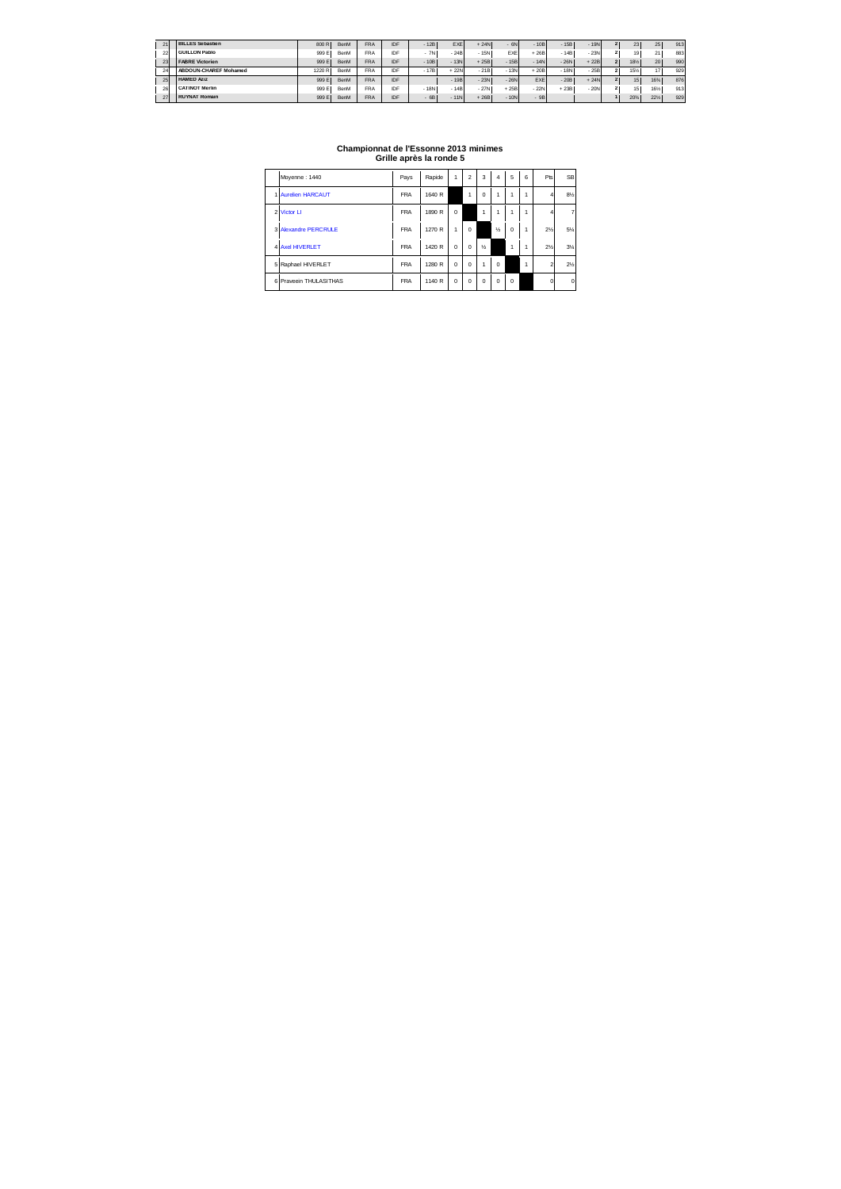| | | | | | | | | | | | | | | | | | |
|---|---|---|---|---|---|---|---|---|---|---|---|---|---|---|---|---|---|
| 21 | BILLES Sebastien | 800 R | BenM | FRA | IDF | - 12B | EXE | + 24N | - 6N | - 10B | - 15B | - 19N | 2 | 23 | 25 | 913 |
| 22 | GUILLON Pablo | 999 E | BenM | FRA | IDF | - 7N | - 24B | - 15N | EXE | + 26B | - 14B | - 23N | 2 | 19 | 21 | 883 |
| 23 | FABRE Victorien | 999 E | BenM | FRA | IDF | - 10B | - 13N | + 25B | - 15B | - 14N | - 26N | + 22B | 2 | 18½ | 20 | 990 |
| 24 | ABDOUN-CHAREF Mohamed | 1220 R | BenM | FRA | IDF | - 17B | + 22N | - 21B | - 13N | + 20B | - 18N | - 25B | 2 | 15½ | 17 | 920 |
| 25 | HAMED Aziz | 999 E | BenM | FRA | IDF | | - 19B | - 23N | - 26N | EXE | - 20B | + 24N | 2 | 15 | 16½ | 876 |
| 26 | CATINOT Merlin | 999 E | BenM | FRA | IDF | - 18N | - 14B | - 27N | + 25B | - 22N | + 23B | - 20N | 2 | 15 | 16½ | 913 |
| 27 | RUYNAT Romain | 999 E | BenM | FRA | IDF | - 6B | - 11N | + 26B | - 10N | - 9B | | | 1 | 20½ | 22½ | 929 |

## Championnat de l'Essonne 2013 minimes
### Grille après la ronde 5

| | Moyenne : 1440 | Pays | Rapide | 1 | 2 | 3 | 4 | 5 | 6 | Pts | SB |
|---|---|---|---|---|---|---|---|---|---|---|---|
| 1 | Aurelien HARCAUT | FRA | 1640 R | | 1 | 0 | 1 | 1 | 1 | 4 | 8½ |
| 2 | Victor LI | FRA | 1890 R | 0 | | 1 | 1 | 1 | 1 | 4 | 7 |
| 3 | Alexandre PERCRULE | FRA | 1270 R | 1 | 0 | | ½ | 0 | 1 | 2½ | 5¼ |
| 4 | Axel HIVERLET | FRA | 1420 R | 0 | 0 | ½ | | 1 | 1 | 2½ | 3¼ |
| 5 | Raphael HIVERLET | FRA | 1280 R | 0 | 0 | 1 | 0 | | 1 | 2 | 2½ |
| 6 | Praveein THULASITHAS | FRA | 1140 R | 0 | 0 | 0 | 0 | 0 | | 0 | 0 |